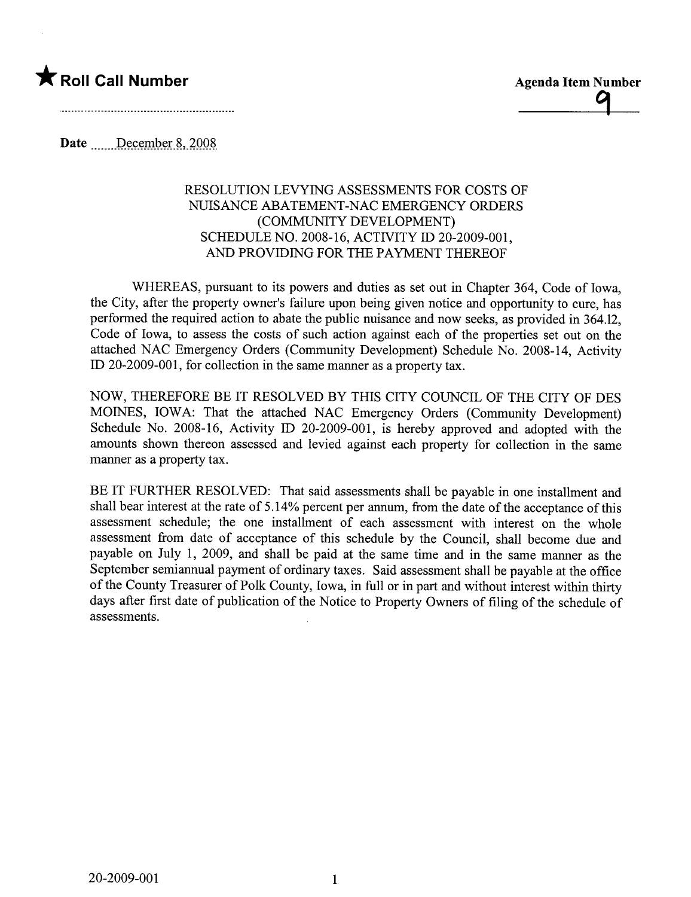★ **Roll Call Number**

**Agenda Item Number**

9

Date December 8, 2008

RESOLUTION LEVYING ASSESSMENTS FOR COSTS OF NUISANCE ABATEMENT-NAC EMERGENCY ORDERS (COMMUNITY DEVELOPMENT) SCHEDULE NO. 2008-16, ACTIVITY ID 20-2009-001, AND PROVIDING FOR THE PAYMENT THEREOF

WHEREAS, pursuant to its powers and duties as set out in Chapter 364, Code of Iowa, the City, after the property owner's failure upon being given notice and opportunity to cure, has performed the required action to abate the public nuisance and now seeks, as provided in 364.12, Code of Iowa, to assess the costs of such action against each of the properties set out on the attached NAC Emergency Orders (Community Development) Schedule No. 2008-14, Activity ID 20-2009-001, for collection in the same manner as a property tax.

NOW, THEREFORE BE IT RESOLVED BY THIS CITY COUNCIL OF THE CITY OF DES MOINES, IOWA: That the attached NAC Emergency Orders (Community Development) Schedule No. 2008-16, Activity ID 20-2009-001, is hereby approved and adopted with the amounts shown thereon assessed and levied against each property for collection in the same manner as a property tax.

BE IT FURTHER RESOLVED: That said assessments shall be payable in one installment and shall bear interest at the rate of 5.14% percent per annum, from the date of the acceptance of this assessment schedule; the one installment of each assessment with interest on the whole assessment from date of acceptance of this schedule by the Council, shall become due and payable on July 1, 2009, and shall be paid at the same time and in the same manner as the September semiannual payment of ordinary taxes. Said assessment shall be payable at the office of the County Treasurer of Polk County, Iowa, in full or in part and without interest within thirty days after first date of publication of the Notice to Property Owners of filing of the schedule of assessments.

20-2009-001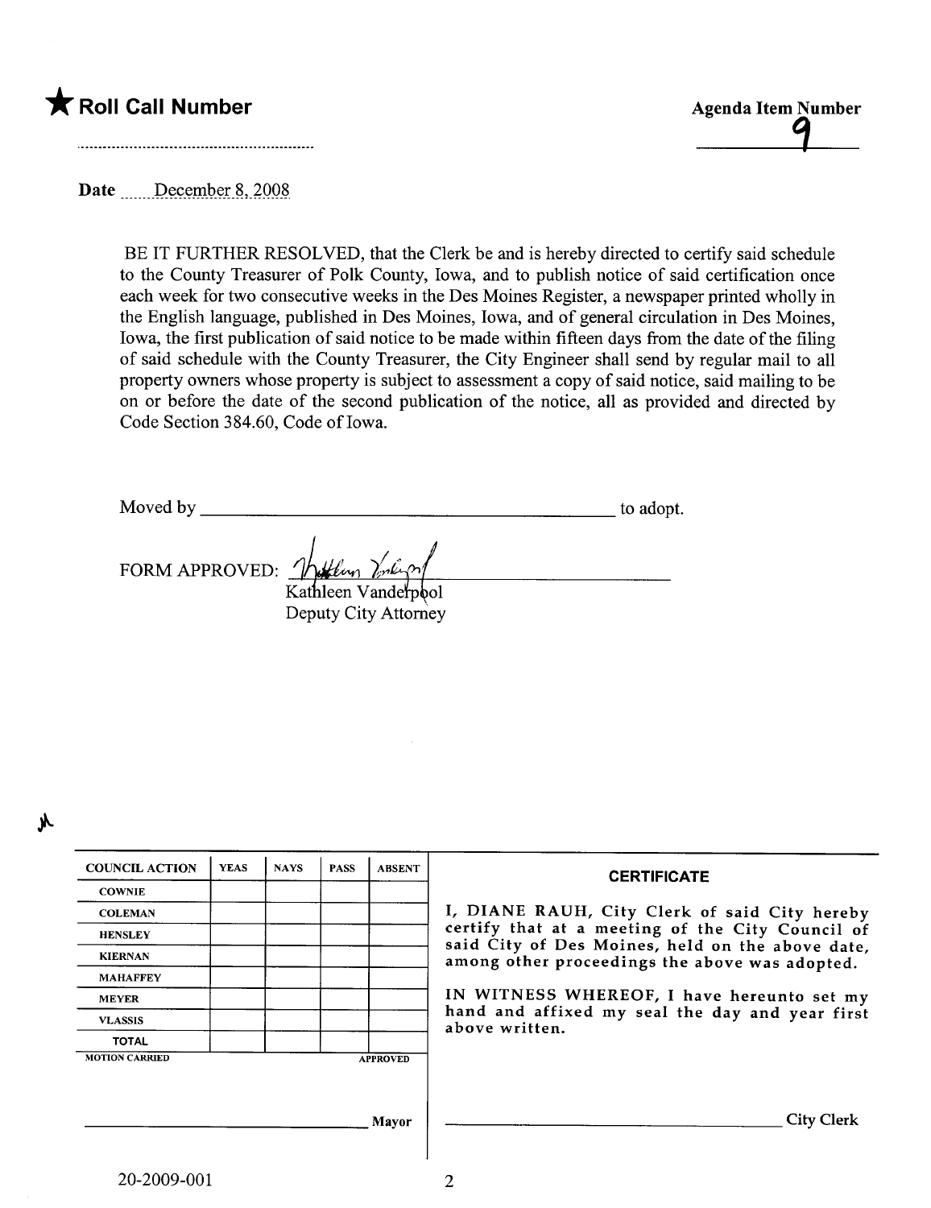★ **Roll Call Number**

**Agenda Item Number**

9

Date December 8, 2008

BE IT FURTHER RESOLVED, that the Clerk be and is hereby directed to certify said schedule to the County Treasurer of Polk County, Iowa, and to publish notice of said certification once each week for two consecutive weeks in the Des Moines Register, a newspaper printed wholly in the English language, published in Des Moines, Iowa, and of general circulation in Des Moines, Iowa, the first publication of said notice to be made within fifteen days from the date of the filing of said schedule with the County Treasurer, the City Engineer shall send by regular mail to all property owners whose property is subject to assessment a copy of said notice, said mailing to be on or before the date of the second publication of the notice, all as provided and directed by Code Section 384.60, Code of Iowa.

Moved by \_\_\_\_\_\_\_\_\_\_\_\_\_\_\_\_\_\_\_\_\_\_\_\_\_\_\_\_\_\_\_\_\_\_\_\_ to adopt.

FORM APPROVED: Kathleen Vanderpool
Kathleen Vanderpool
Deputy City Attorney

| COUNCIL ACTION | YEAS | NAYS | PASS | ABSENT |
|---|---|---|---|---|
| COWNIE | | | | |
| COLEMAN | | | | |
| HENSLEY | | | | |
| KIERNAN | | | | |
| MAHAFFEY | | | | |
| MEYER | | | | |
| VLASSIS | | | | |
| TOTAL | | | | |
| MOTION CARRIED | | | | APPROVED |

\_\_\_\_\_\_\_\_\_\_\_\_\_\_\_\_\_\_\_\_\_\_\_\_ Mayor

**CERTIFICATE**

I, DIANE RAUH, City Clerk of said City hereby certify that at a meeting of the City Council of said City of Des Moines, held on the above date, among other proceedings the above was adopted.

IN WITNESS WHEREOF, I have hereunto set my hand and affixed my seal the day and year first above written.

\_\_\_\_\_\_\_\_\_\_\_\_\_\_\_\_\_\_\_\_\_\_\_\_ City Clerk

20-2009-001